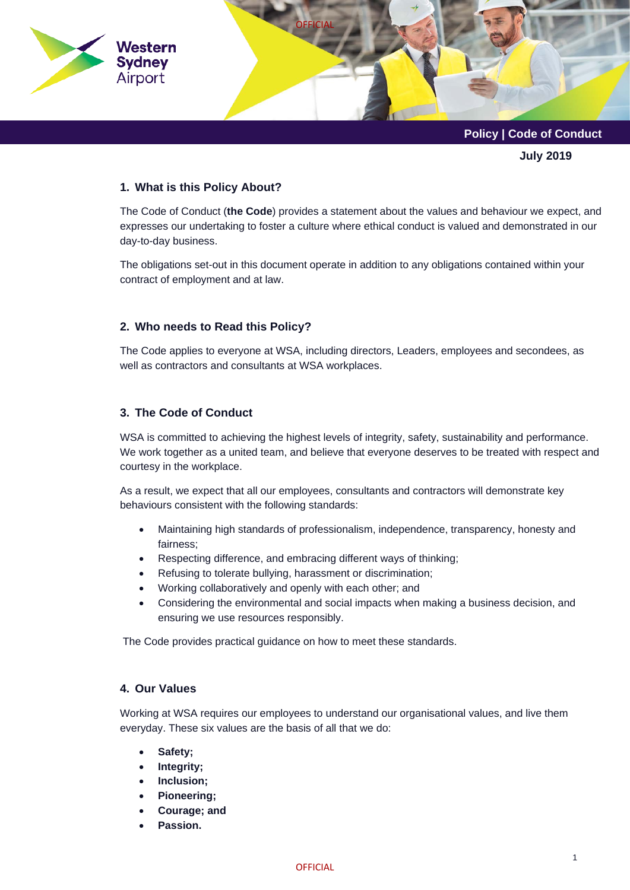OFFICIAL

Western Sydney Airport

**Policy | Code of Conduct**

**July 2019**

## 1. What is this Policy About?

The Code of Conduct (**the Code**) provides a statement about the values and behaviour we expect, and expresses our undertaking to foster a culture where ethical conduct is valued and demonstrated in our day-to-day business.

The obligations set-out in this document operate in addition to any obligations contained within your contract of employment and at law.

## 2. Who needs to Read this Policy?

The Code applies to everyone at WSA, including directors, Leaders, employees and secondees, as well as contractors and consultants at WSA workplaces.

## 3. The Code of Conduct

WSA is committed to achieving the highest levels of integrity, safety, sustainability and performance. We work together as a united team, and believe that everyone deserves to be treated with respect and courtesy in the workplace.

As a result, we expect that all our employees, consultants and contractors will demonstrate key behaviours consistent with the following standards:

- Maintaining high standards of professionalism, independence, transparency, honesty and fairness;
- Respecting difference, and embracing different ways of thinking;
- Refusing to tolerate bullying, harassment or discrimination;
- Working collaboratively and openly with each other; and
- Considering the environmental and social impacts when making a business decision, and ensuring we use resources responsibly.

The Code provides practical guidance on how to meet these standards.

## 4. Our Values

Working at WSA requires our employees to understand our organisational values, and live them everyday. These six values are the basis of all that we do:

- **Safety;**
- **Integrity;**
- **Inclusion;**
- **Pioneering;**
- **Courage; and**
- **Passion.**

OFFICIAL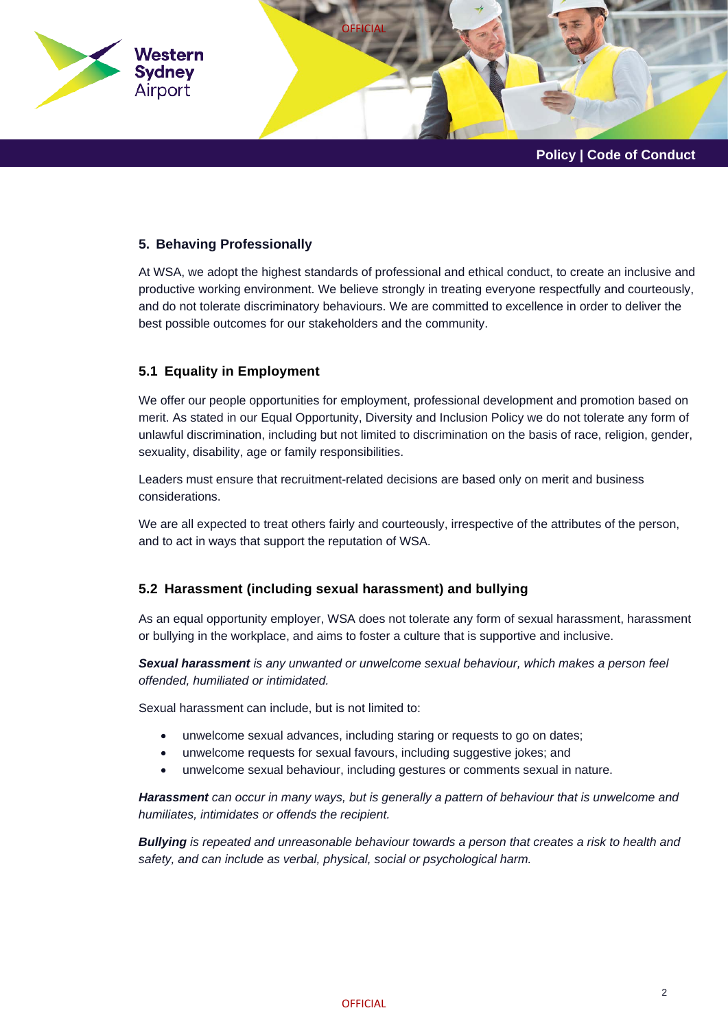## 5. Behaving Professionally

At WSA, we adopt the highest standards of professional and ethical conduct, to create an inclusive and productive working environment. We believe strongly in treating everyone respectfully and courteously, and do not tolerate discriminatory behaviours. We are committed to excellence in order to deliver the best possible outcomes for our stakeholders and the community.

### 5.1 Equality in Employment

We offer our people opportunities for employment, professional development and promotion based on merit. As stated in our Equal Opportunity, Diversity and Inclusion Policy we do not tolerate any form of unlawful discrimination, including but not limited to discrimination on the basis of race, religion, gender, sexuality, disability, age or family responsibilities.

Leaders must ensure that recruitment-related decisions are based only on merit and business considerations.

We are all expected to treat others fairly and courteously, irrespective of the attributes of the person, and to act in ways that support the reputation of WSA.

### 5.2 Harassment (including sexual harassment) and bullying

As an equal opportunity employer, WSA does not tolerate any form of sexual harassment, harassment or bullying in the workplace, and aims to foster a culture that is supportive and inclusive.

***Sexual harassment*** *is any unwanted or unwelcome sexual behaviour, which makes a person feel offended, humiliated or intimidated.*

Sexual harassment can include, but is not limited to:

- unwelcome sexual advances, including staring or requests to go on dates;
- unwelcome requests for sexual favours, including suggestive jokes; and
- unwelcome sexual behaviour, including gestures or comments sexual in nature.

***Harassment*** *can occur in many ways, but is generally a pattern of behaviour that is unwelcome and humiliates, intimidates or offends the recipient.*

***Bullying*** *is repeated and unreasonable behaviour towards a person that creates a risk to health and safety, and can include as verbal, physical, social or psychological harm.*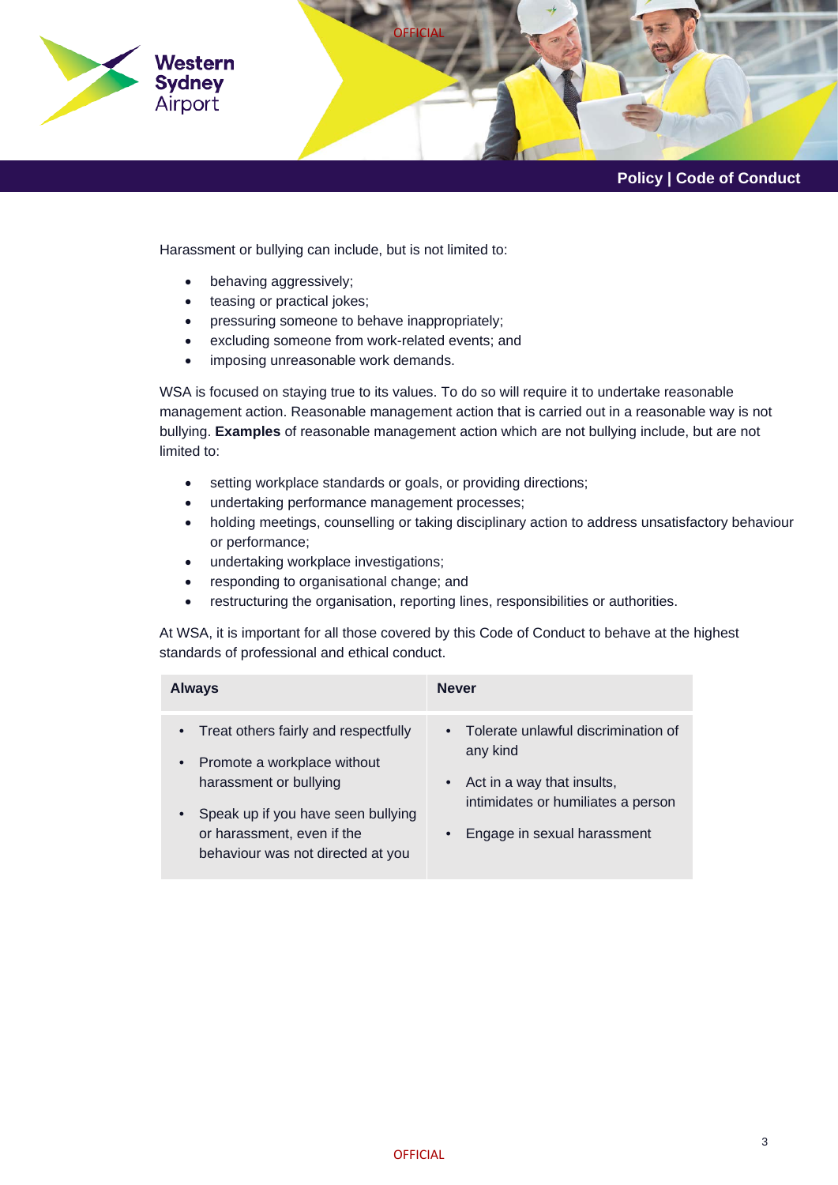Harassment or bullying can include, but is not limited to:

- behaving aggressively;
- teasing or practical jokes;
- pressuring someone to behave inappropriately;
- excluding someone from work-related events; and
- imposing unreasonable work demands.

WSA is focused on staying true to its values. To do so will require it to undertake reasonable management action. Reasonable management action that is carried out in a reasonable way is not bullying. **Examples** of reasonable management action which are not bullying include, but are not limited to:

- setting workplace standards or goals, or providing directions;
- undertaking performance management processes;
- holding meetings, counselling or taking disciplinary action to address unsatisfactory behaviour or performance;
- undertaking workplace investigations;
- responding to organisational change; and
- restructuring the organisation, reporting lines, responsibilities or authorities.

At WSA, it is important for all those covered by this Code of Conduct to behave at the highest standards of professional and ethical conduct.

| Always | Never |
|---|---|
| • Treat others fairly and respectfully<br>• Promote a workplace without harassment or bullying<br>• Speak up if you have seen bullying or harassment, even if the behaviour was not directed at you | • Tolerate unlawful discrimination of any kind<br>• Act in a way that insults, intimidates or humiliates a person<br>• Engage in sexual harassment |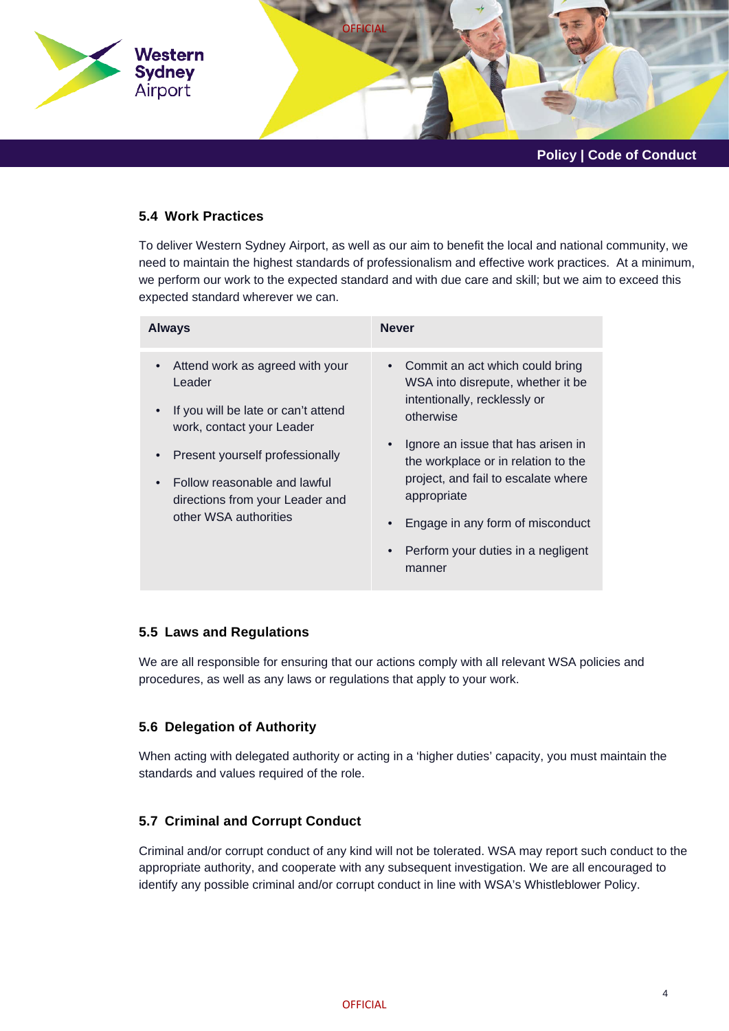### 5.4 Work Practices

To deliver Western Sydney Airport, as well as our aim to benefit the local and national community, we need to maintain the highest standards of professionalism and effective work practices. At a minimum, we perform our work to the expected standard and with due care and skill; but we aim to exceed this expected standard wherever we can.

| Always | Never |
| --- | --- |
| • Attend work as agreed with your Leader<br>• If you will be late or can't attend work, contact your Leader<br>• Present yourself professionally<br>• Follow reasonable and lawful directions from your Leader and other WSA authorities | • Commit an act which could bring WSA into disrepute, whether it be intentionally, recklessly or otherwise<br>• Ignore an issue that has arisen in the workplace or in relation to the project, and fail to escalate where appropriate<br>• Engage in any form of misconduct<br>• Perform your duties in a negligent manner |

### 5.5 Laws and Regulations

We are all responsible for ensuring that our actions comply with all relevant WSA policies and procedures, as well as any laws or regulations that apply to your work.

### 5.6 Delegation of Authority

When acting with delegated authority or acting in a 'higher duties' capacity, you must maintain the standards and values required of the role.

### 5.7 Criminal and Corrupt Conduct

Criminal and/or corrupt conduct of any kind will not be tolerated. WSA may report such conduct to the appropriate authority, and cooperate with any subsequent investigation. We are all encouraged to identify any possible criminal and/or corrupt conduct in line with WSA's Whistleblower Policy.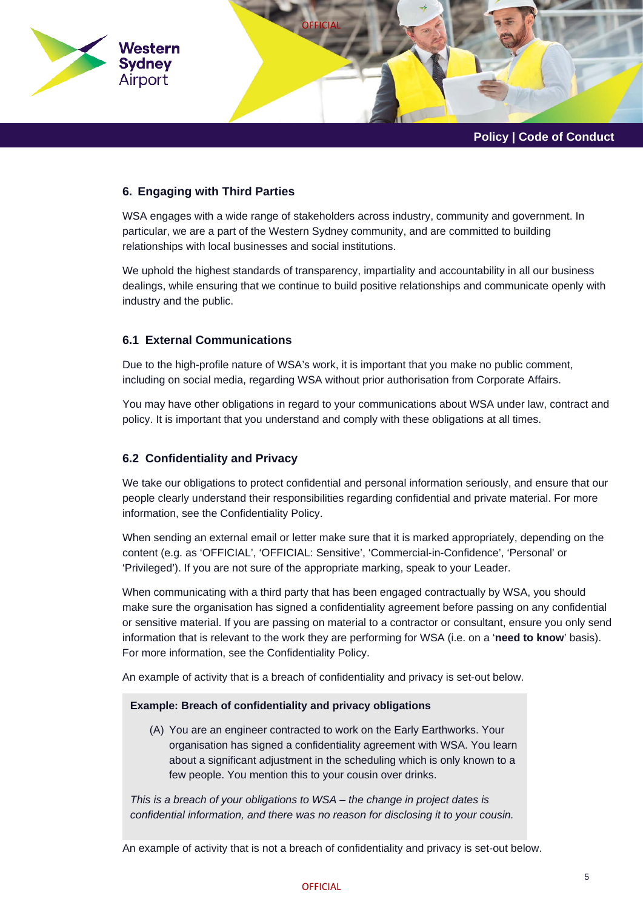## 6. Engaging with Third Parties

WSA engages with a wide range of stakeholders across industry, community and government. In particular, we are a part of the Western Sydney community, and are committed to building relationships with local businesses and social institutions.

We uphold the highest standards of transparency, impartiality and accountability in all our business dealings, while ensuring that we continue to build positive relationships and communicate openly with industry and the public.

### 6.1 External Communications

Due to the high-profile nature of WSA's work, it is important that you make no public comment, including on social media, regarding WSA without prior authorisation from Corporate Affairs.

You may have other obligations in regard to your communications about WSA under law, contract and policy. It is important that you understand and comply with these obligations at all times.

### 6.2 Confidentiality and Privacy

We take our obligations to protect confidential and personal information seriously, and ensure that our people clearly understand their responsibilities regarding confidential and private material. For more information, see the Confidentiality Policy.

When sending an external email or letter make sure that it is marked appropriately, depending on the content (e.g. as 'OFFICIAL', 'OFFICIAL: Sensitive', 'Commercial-in-Confidence', 'Personal' or 'Privileged'). If you are not sure of the appropriate marking, speak to your Leader.

When communicating with a third party that has been engaged contractually by WSA, you should make sure the organisation has signed a confidentiality agreement before passing on any confidential or sensitive material. If you are passing on material to a contractor or consultant, ensure you only send information that is relevant to the work they are performing for WSA (i.e. on a '**need to know**' basis). For more information, see the Confidentiality Policy.

An example of activity that is a breach of confidentiality and privacy is set-out below.

**Example: Breach of confidentiality and privacy obligations**

(A) You are an engineer contracted to work on the Early Earthworks. Your organisation has signed a confidentiality agreement with WSA. You learn about a significant adjustment in the scheduling which is only known to a few people. You mention this to your cousin over drinks.

*This is a breach of your obligations to WSA – the change in project dates is confidential information, and there was no reason for disclosing it to your cousin.*

An example of activity that is not a breach of confidentiality and privacy is set-out below.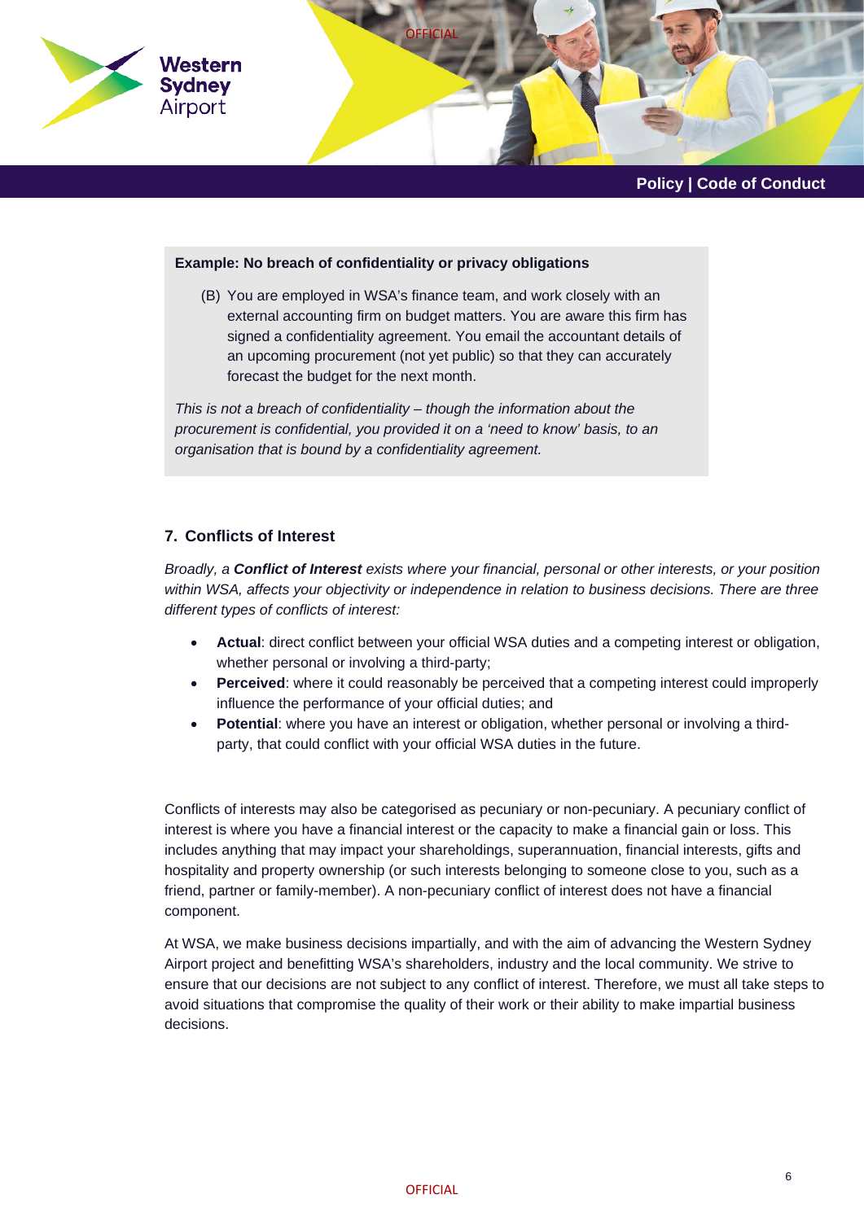**Example: No breach of confidentiality or privacy obligations**

(B) You are employed in WSA's finance team, and work closely with an external accounting firm on budget matters. You are aware this firm has signed a confidentiality agreement. You email the accountant details of an upcoming procurement (not yet public) so that they can accurately forecast the budget for the next month.

*This is not a breach of confidentiality – though the information about the procurement is confidential, you provided it on a 'need to know' basis, to an organisation that is bound by a confidentiality agreement.*

## 7. Conflicts of Interest

*Broadly, a **Conflict of Interest** exists where your financial, personal or other interests, or your position within WSA, affects your objectivity or independence in relation to business decisions. There are three different types of conflicts of interest:*

- **Actual**: direct conflict between your official WSA duties and a competing interest or obligation, whether personal or involving a third-party;
- **Perceived**: where it could reasonably be perceived that a competing interest could improperly influence the performance of your official duties; and
- **Potential**: where you have an interest or obligation, whether personal or involving a third-party, that could conflict with your official WSA duties in the future.

Conflicts of interests may also be categorised as pecuniary or non-pecuniary. A pecuniary conflict of interest is where you have a financial interest or the capacity to make a financial gain or loss. This includes anything that may impact your shareholdings, superannuation, financial interests, gifts and hospitality and property ownership (or such interests belonging to someone close to you, such as a friend, partner or family-member). A non-pecuniary conflict of interest does not have a financial component.

At WSA, we make business decisions impartially, and with the aim of advancing the Western Sydney Airport project and benefitting WSA's shareholders, industry and the local community. We strive to ensure that our decisions are not subject to any conflict of interest. Therefore, we must all take steps to avoid situations that compromise the quality of their work or their ability to make impartial business decisions.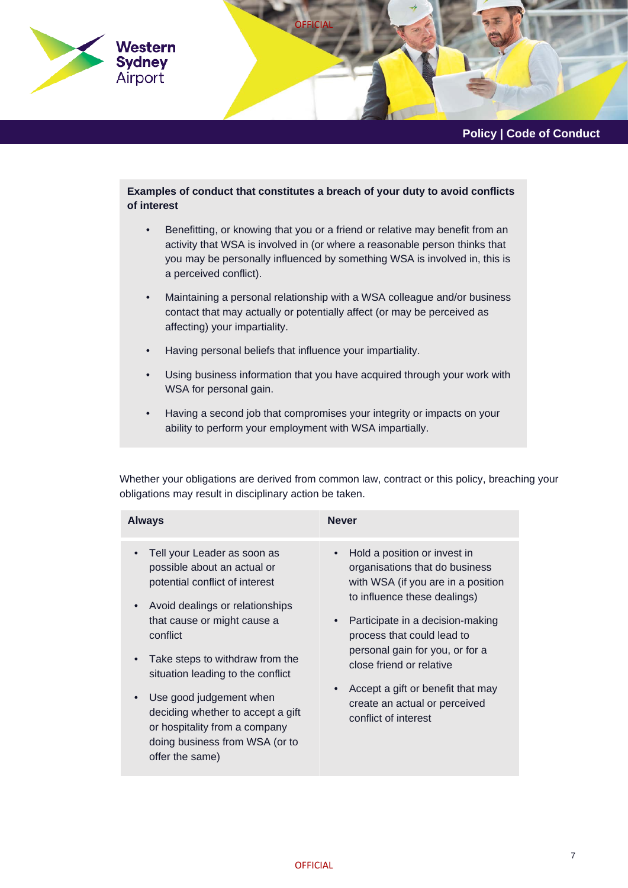**Examples of conduct that constitutes a breach of your duty to avoid conflicts of interest**

- Benefitting, or knowing that you or a friend or relative may benefit from an activity that WSA is involved in (or where a reasonable person thinks that you may be personally influenced by something WSA is involved in, this is a perceived conflict).
- Maintaining a personal relationship with a WSA colleague and/or business contact that may actually or potentially affect (or may be perceived as affecting) your impartiality.
- Having personal beliefs that influence your impartiality.
- Using business information that you have acquired through your work with WSA for personal gain.
- Having a second job that compromises your integrity or impacts on your ability to perform your employment with WSA impartially.

Whether your obligations are derived from common law, contract or this policy, breaching your obligations may result in disciplinary action be taken.

| Always | Never |
|---|---|
| • Tell your Leader as soon as possible about an actual or potential conflict of interest<br>• Avoid dealings or relationships that cause or might cause a conflict<br>• Take steps to withdraw from the situation leading to the conflict<br>• Use good judgement when deciding whether to accept a gift or hospitality from a company doing business from WSA (or to offer the same) | • Hold a position or invest in organisations that do business with WSA (if you are in a position to influence these dealings)<br>• Participate in a decision-making process that could lead to personal gain for you, or for a close friend or relative<br>• Accept a gift or benefit that may create an actual or perceived conflict of interest |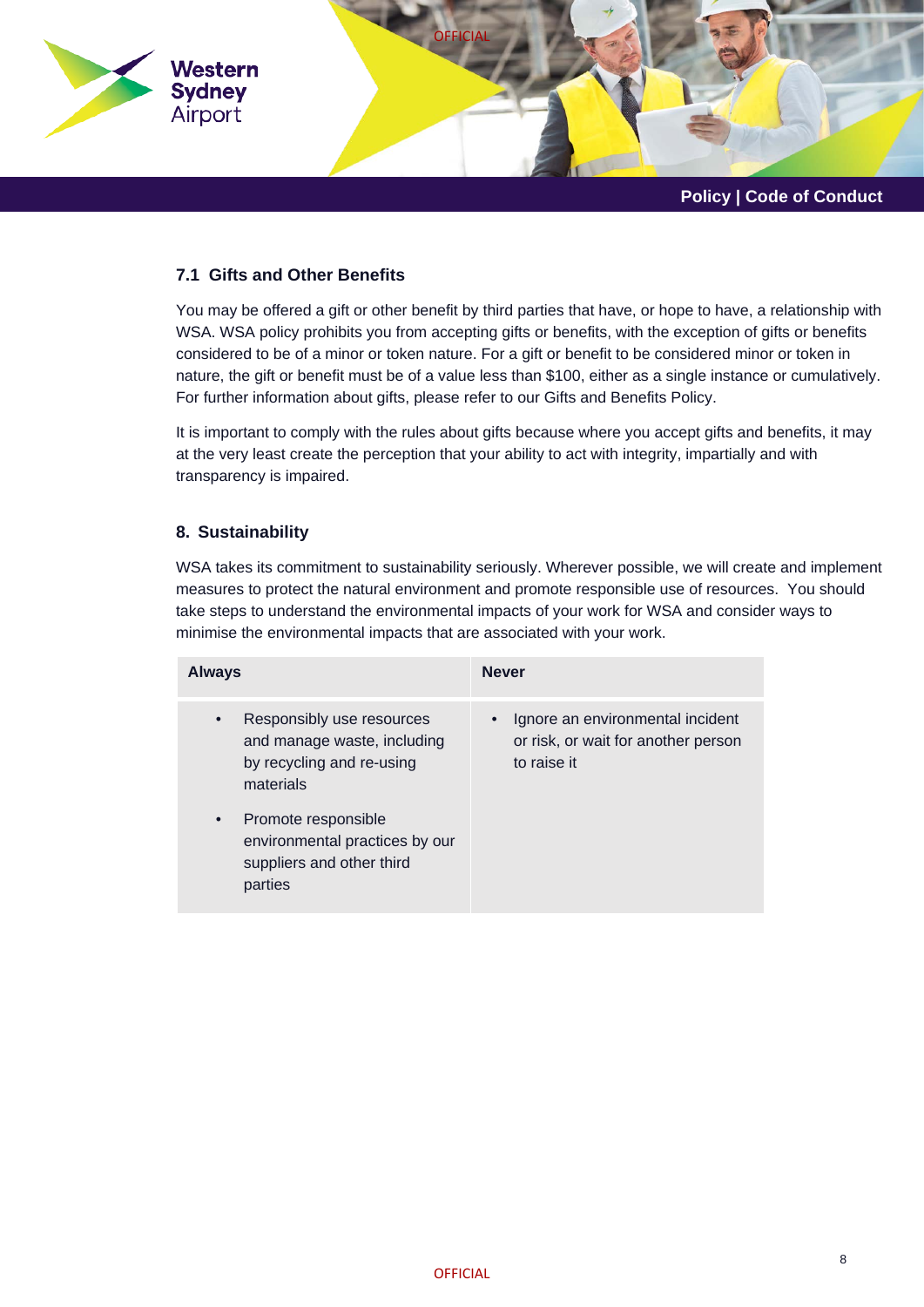### 7.1 Gifts and Other Benefits

You may be offered a gift or other benefit by third parties that have, or hope to have, a relationship with WSA. WSA policy prohibits you from accepting gifts or benefits, with the exception of gifts or benefits considered to be of a minor or token nature. For a gift or benefit to be considered minor or token in nature, the gift or benefit must be of a value less than $100, either as a single instance or cumulatively. For further information about gifts, please refer to our Gifts and Benefits Policy.

It is important to comply with the rules about gifts because where you accept gifts and benefits, it may at the very least create the perception that your ability to act with integrity, impartially and with transparency is impaired.

## 8. Sustainability

WSA takes its commitment to sustainability seriously. Wherever possible, we will create and implement measures to protect the natural environment and promote responsible use of resources. You should take steps to understand the environmental impacts of your work for WSA and consider ways to minimise the environmental impacts that are associated with your work.

| Always | Never |
|---|---|
| • Responsibly use resources and manage waste, including by recycling and re-using materials<br>• Promote responsible environmental practices by our suppliers and other third parties | • Ignore an environmental incident or risk, or wait for another person to raise it |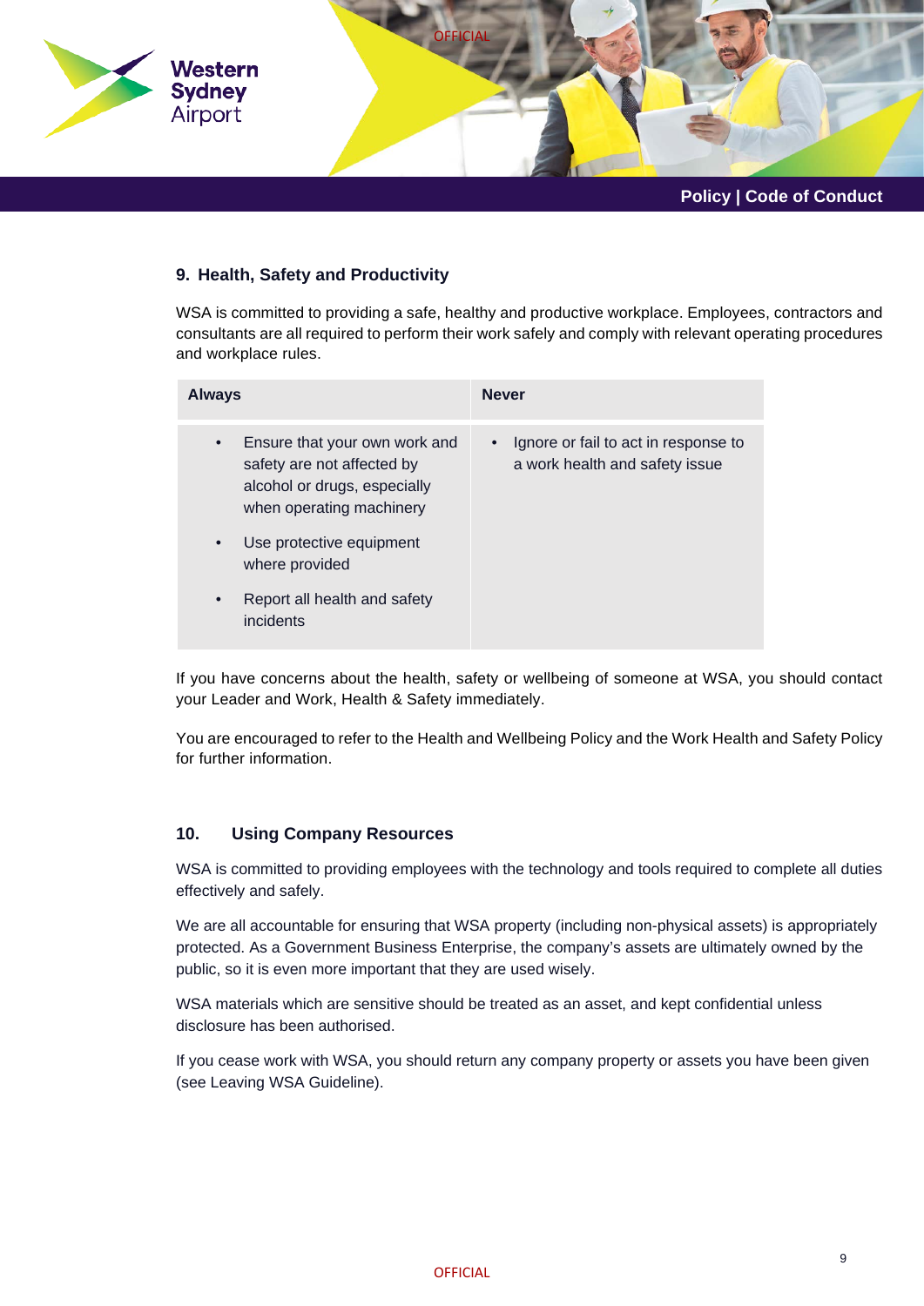## 9. Health, Safety and Productivity

WSA is committed to providing a safe, healthy and productive workplace. Employees, contractors and consultants are all required to perform their work safely and comply with relevant operating procedures and workplace rules.

| Always | Never |
|---|---|
| • Ensure that your own work and safety are not affected by alcohol or drugs, especially when operating machinery<br>• Use protective equipment where provided<br>• Report all health and safety incidents | • Ignore or fail to act in response to a work health and safety issue |

If you have concerns about the health, safety or wellbeing of someone at WSA, you should contact your Leader and Work, Health & Safety immediately.

You are encouraged to refer to the Health and Wellbeing Policy and the Work Health and Safety Policy for further information.

## 10. Using Company Resources

WSA is committed to providing employees with the technology and tools required to complete all duties effectively and safely.

We are all accountable for ensuring that WSA property (including non-physical assets) is appropriately protected. As a Government Business Enterprise, the company's assets are ultimately owned by the public, so it is even more important that they are used wisely.

WSA materials which are sensitive should be treated as an asset, and kept confidential unless disclosure has been authorised.

If you cease work with WSA, you should return any company property or assets you have been given (see Leaving WSA Guideline).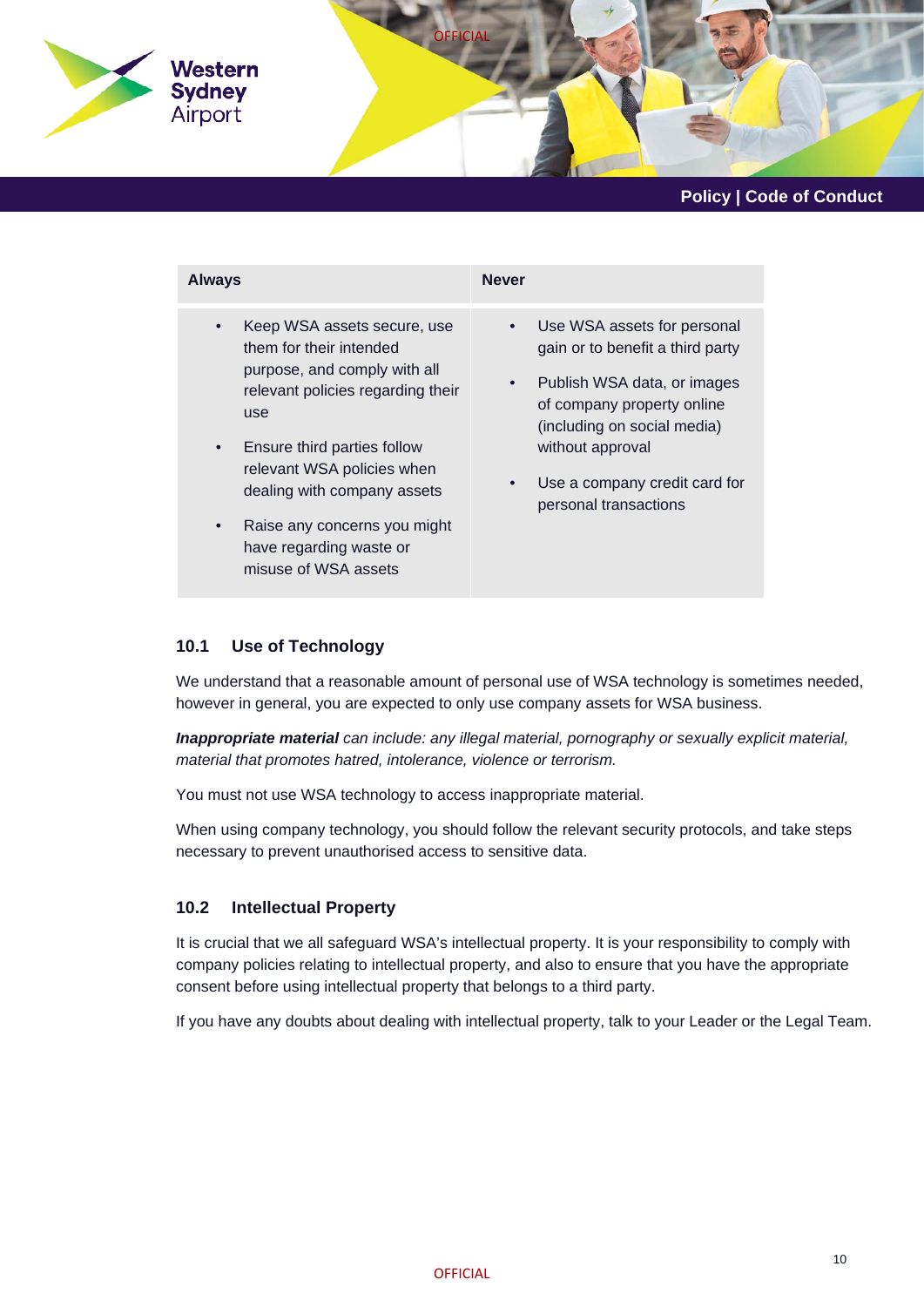| Always | Never |
|---|---|
| • Keep WSA assets secure, use them for their intended purpose, and comply with all relevant policies regarding their use<br>• Ensure third parties follow relevant WSA policies when dealing with company assets<br>• Raise any concerns you might have regarding waste or misuse of WSA assets | • Use WSA assets for personal gain or to benefit a third party<br>• Publish WSA data, or images of company property online (including on social media) without approval<br>• Use a company credit card for personal transactions |

### 10.1 Use of Technology

We understand that a reasonable amount of personal use of WSA technology is sometimes needed, however in general, you are expected to only use company assets for WSA business.

***Inappropriate material*** *can include: any illegal material, pornography or sexually explicit material, material that promotes hatred, intolerance, violence or terrorism.*

You must not use WSA technology to access inappropriate material.

When using company technology, you should follow the relevant security protocols, and take steps necessary to prevent unauthorised access to sensitive data.

### 10.2 Intellectual Property

It is crucial that we all safeguard WSA's intellectual property. It is your responsibility to comply with company policies relating to intellectual property, and also to ensure that you have the appropriate consent before using intellectual property that belongs to a third party.

If you have any doubts about dealing with intellectual property, talk to your Leader or the Legal Team.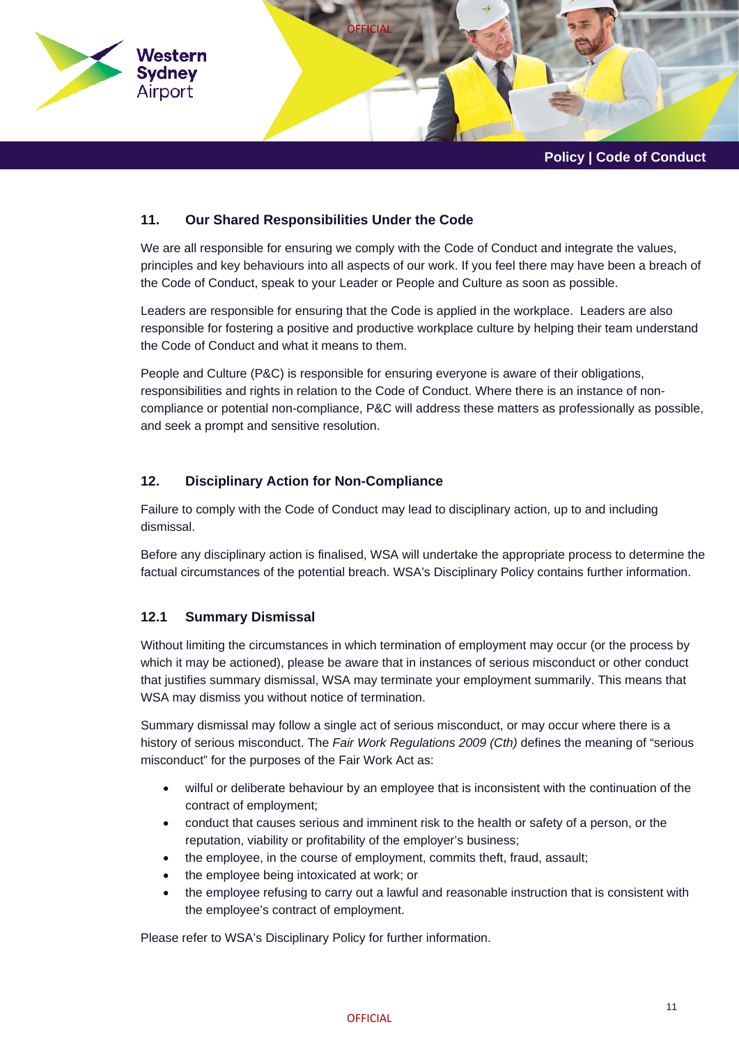## 11. Our Shared Responsibilities Under the Code

We are all responsible for ensuring we comply with the Code of Conduct and integrate the values, principles and key behaviours into all aspects of our work. If you feel there may have been a breach of the Code of Conduct, speak to your Leader or People and Culture as soon as possible.

Leaders are responsible for ensuring that the Code is applied in the workplace. Leaders are also responsible for fostering a positive and productive workplace culture by helping their team understand the Code of Conduct and what it means to them.

People and Culture (P&C) is responsible for ensuring everyone is aware of their obligations, responsibilities and rights in relation to the Code of Conduct. Where there is an instance of non-compliance or potential non-compliance, P&C will address these matters as professionally as possible, and seek a prompt and sensitive resolution.

## 12. Disciplinary Action for Non-Compliance

Failure to comply with the Code of Conduct may lead to disciplinary action, up to and including dismissal.

Before any disciplinary action is finalised, WSA will undertake the appropriate process to determine the factual circumstances of the potential breach. WSA's Disciplinary Policy contains further information.

### 12.1 Summary Dismissal

Without limiting the circumstances in which termination of employment may occur (or the process by which it may be actioned), please be aware that in instances of serious misconduct or other conduct that justifies summary dismissal, WSA may terminate your employment summarily. This means that WSA may dismiss you without notice of termination.

Summary dismissal may follow a single act of serious misconduct, or may occur where there is a history of serious misconduct. The *Fair Work Regulations 2009 (Cth)* defines the meaning of "serious misconduct" for the purposes of the Fair Work Act as:

- wilful or deliberate behaviour by an employee that is inconsistent with the continuation of the contract of employment;
- conduct that causes serious and imminent risk to the health or safety of a person, or the reputation, viability or profitability of the employer's business;
- the employee, in the course of employment, commits theft, fraud, assault;
- the employee being intoxicated at work; or
- the employee refusing to carry out a lawful and reasonable instruction that is consistent with the employee's contract of employment.

Please refer to WSA's Disciplinary Policy for further information.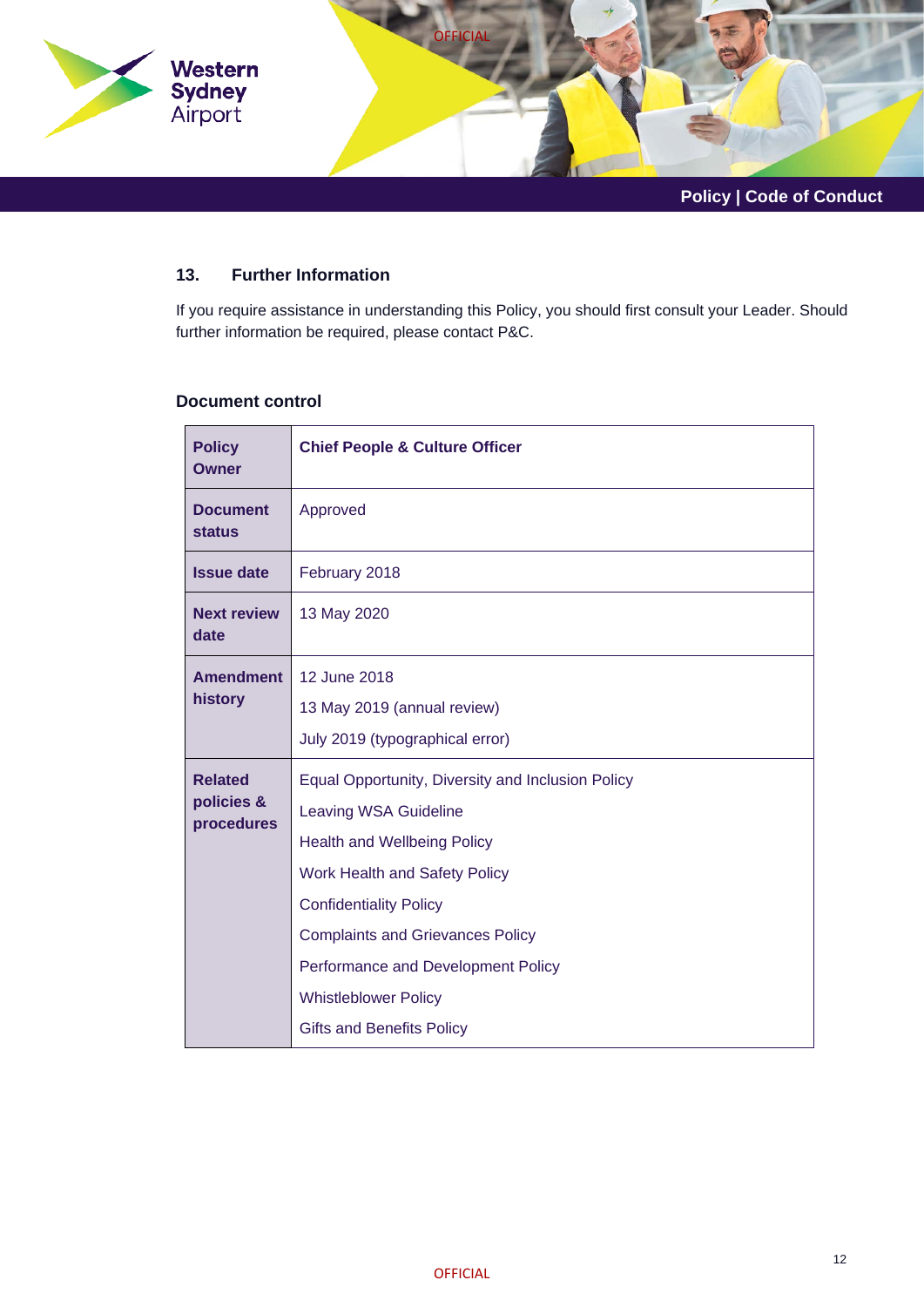## 13. Further Information

If you require assistance in understanding this Policy, you should first consult your Leader. Should further information be required, please contact P&C.

### Document control

| | |
|---|---|
| **Policy Owner** | **Chief People & Culture Officer** |
| **Document status** | Approved |
| **Issue date** | February 2018 |
| **Next review date** | 13 May 2020 |
| **Amendment history** | 12 June 2018<br>13 May 2019 (annual review)<br>July 2019 (typographical error) |
| **Related policies & procedures** | Equal Opportunity, Diversity and Inclusion Policy<br>Leaving WSA Guideline<br>Health and Wellbeing Policy<br>Work Health and Safety Policy<br>Confidentiality Policy<br>Complaints and Grievances Policy<br>Performance and Development Policy<br>Whistleblower Policy<br>Gifts and Benefits Policy |